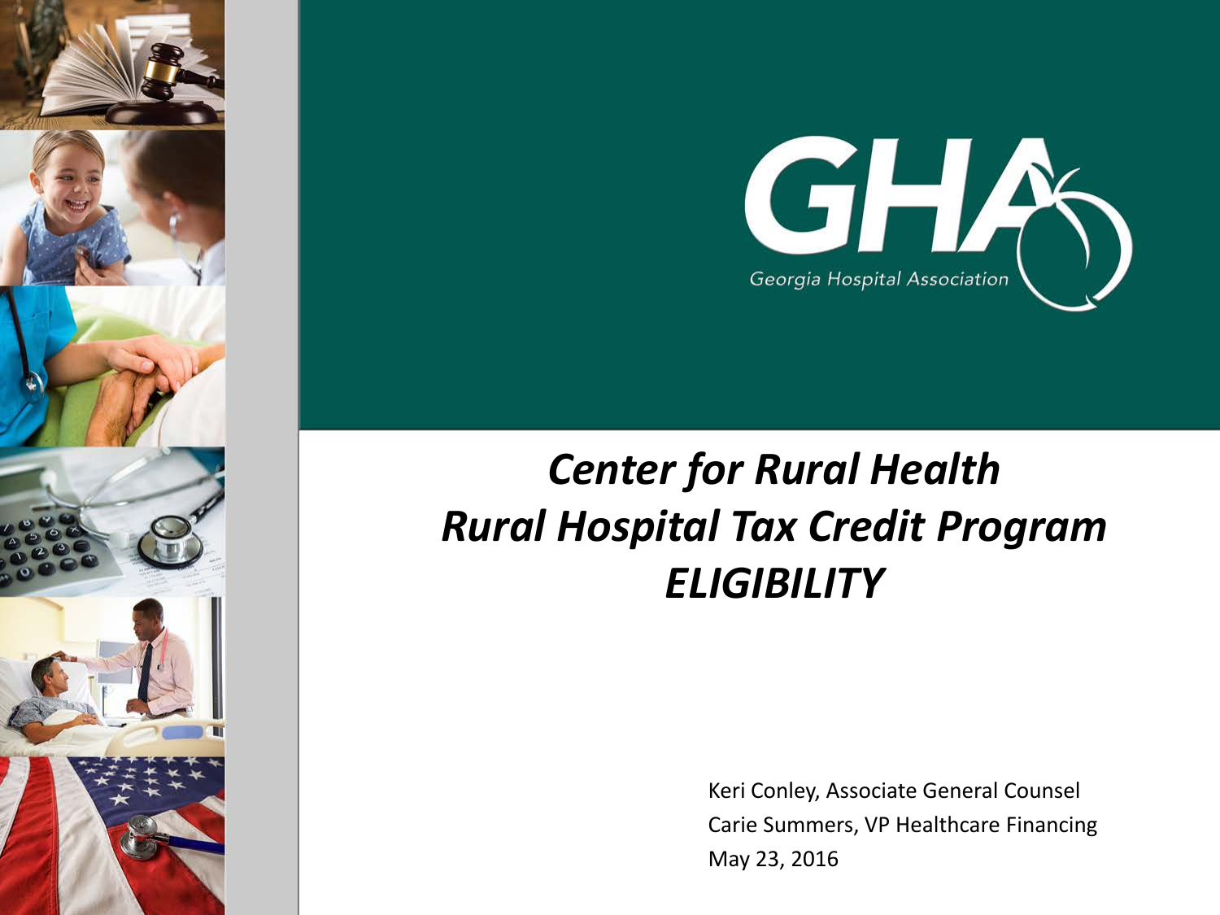GHA

Georgia Hospital Association

# *Center for Rural Health*
# *Rural Hospital Tax Credit Program*
# *ELIGIBILITY*

Keri Conley, Associate General Counsel

Carie Summers, VP Healthcare Financing

May 23, 2016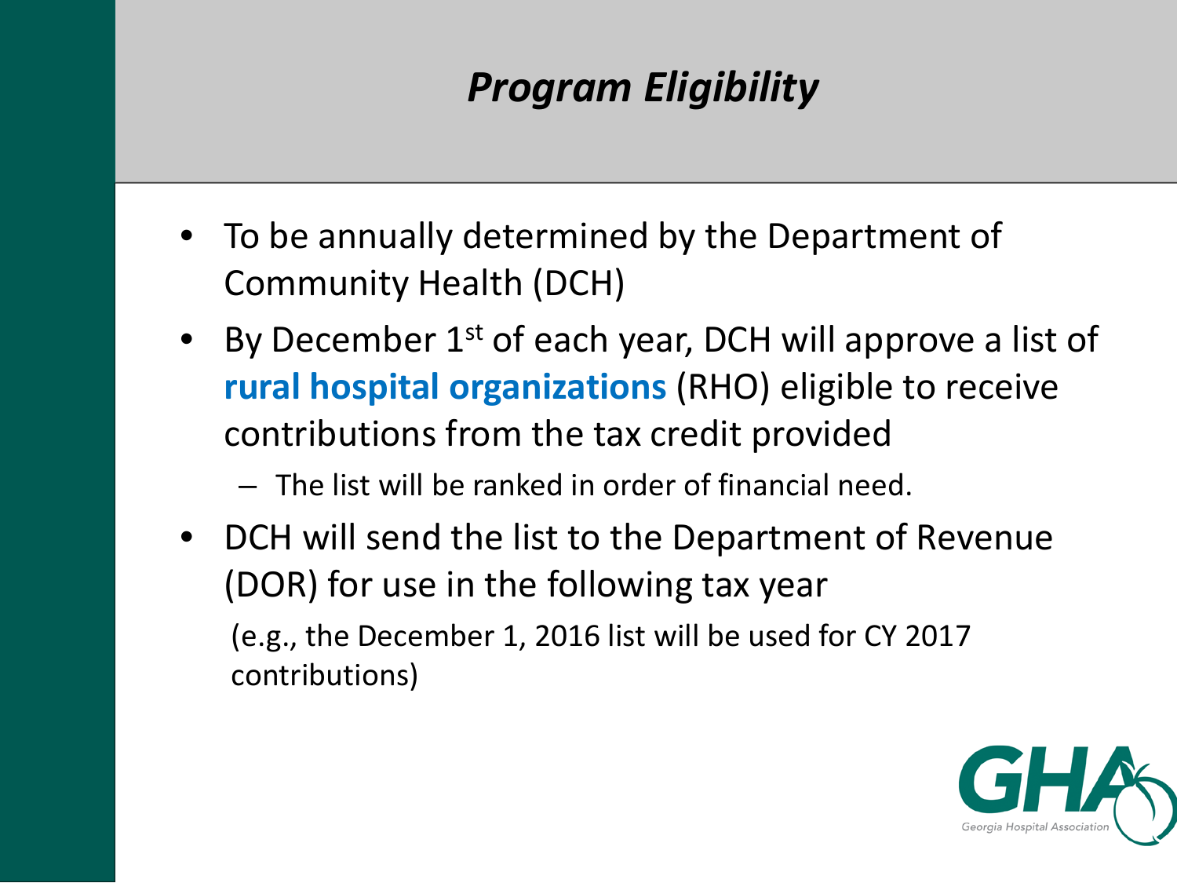# *Program Eligibility*

- To be annually determined by the Department of Community Health (DCH)
- By December 1st of each year, DCH will approve a list of **rural hospital organizations** (RHO) eligible to receive contributions from the tax credit provided
  - The list will be ranked in order of financial need.
- DCH will send the list to the Department of Revenue (DOR) for use in the following tax year

  (e.g., the December 1, 2016 list will be used for CY 2017 contributions)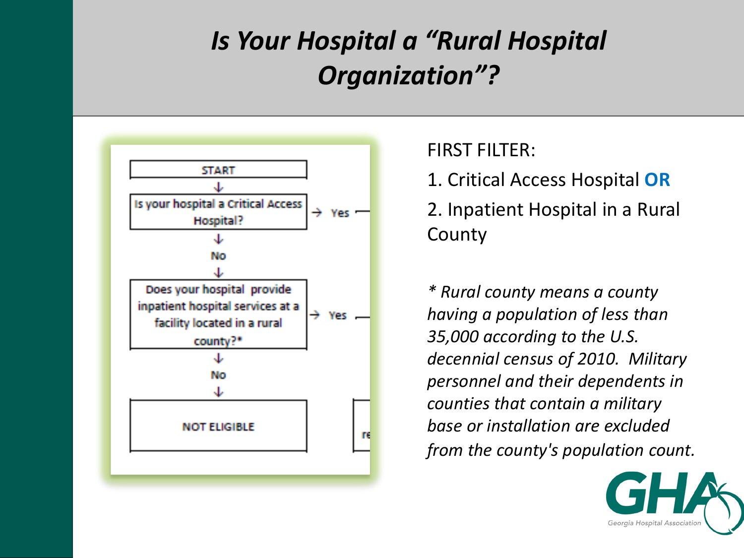# Is Your Hospital a "Rural Hospital Organization"?

START

↓

Is your hospital a Critical Access Hospital? → Yes

↓

No

↓

Does your hospital provide inpatient hospital services at a facility located in a rural county?* → Yes

↓

No

↓

NOT ELIGIBLE

FIRST FILTER:

1. Critical Access Hospital **OR**
2. Inpatient Hospital in a Rural County

*\* Rural county means a county having a population of less than 35,000 according to the U.S. decennial census of 2010. Military personnel and their dependents in counties that contain a military base or installation are excluded from the county's population count.*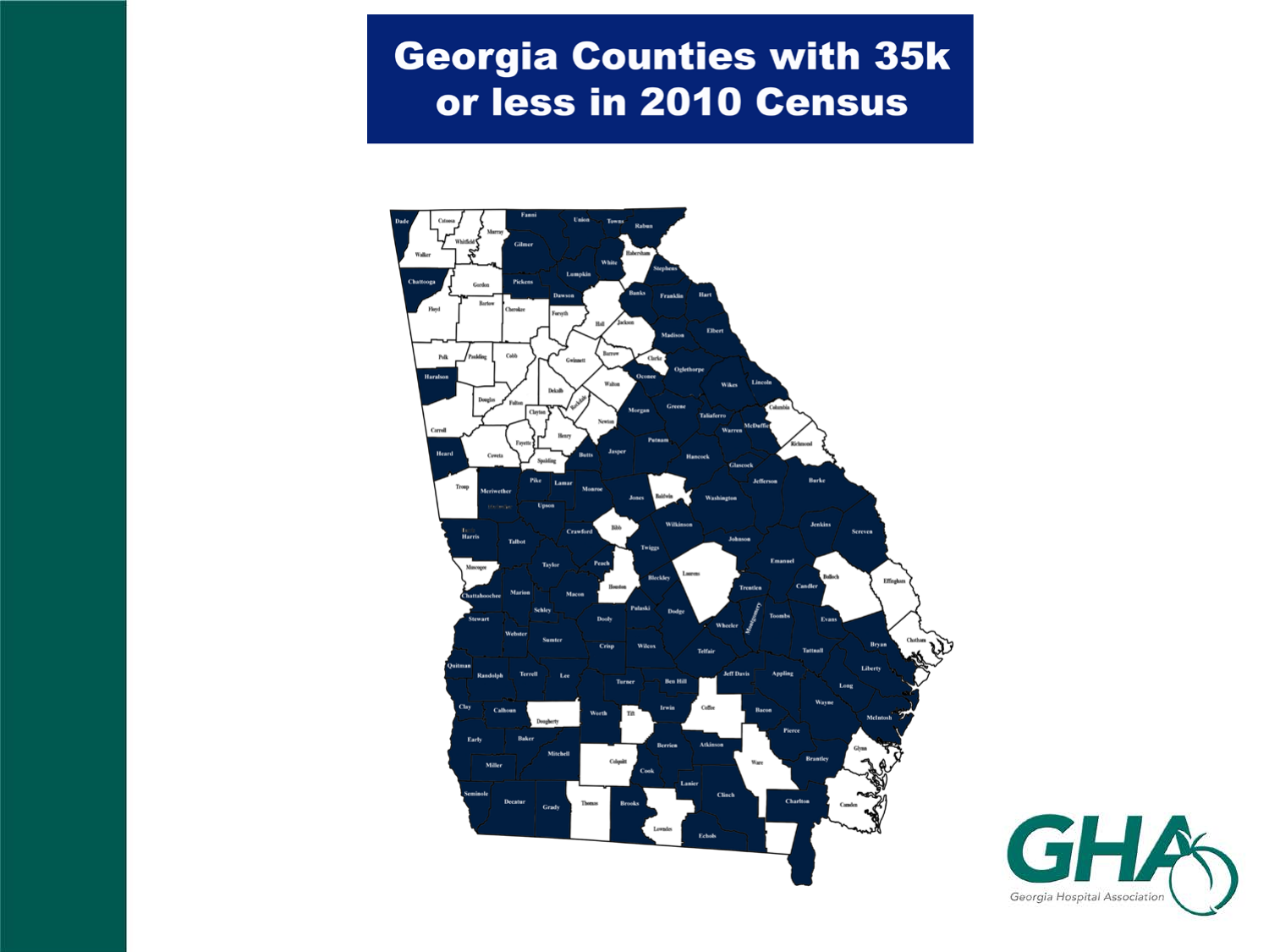# Georgia Counties with 35k or less in 2010 Census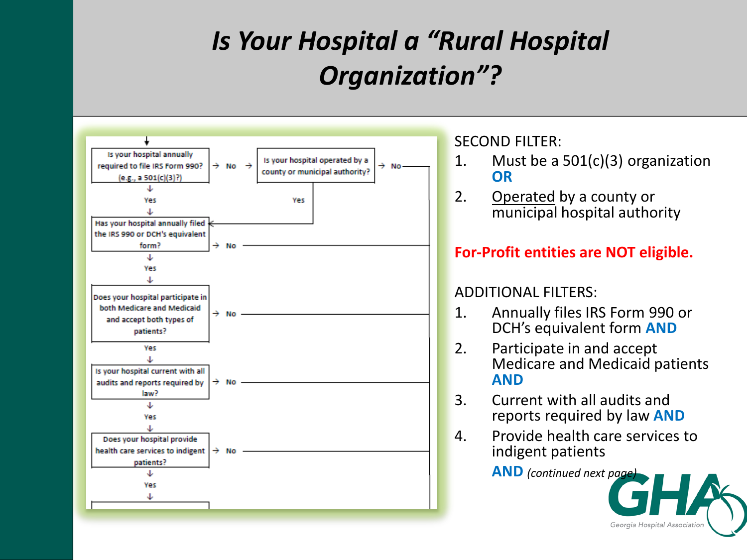# Is Your Hospital a "Rural Hospital Organization"?

Is your hospital annually required to file IRS Form 990? (e.g., a 501(c)(3)?) → No → Is your hospital operated by a county or municipal authority? → No

Yes (to county or municipal authority) → Has your hospital annually filed the IRS 990 or DCH's equivalent form?

Yes ↓

Has your hospital annually filed the IRS 990 or DCH's equivalent form? → No

Yes ↓

Does your hospital participate in both Medicare and Medicaid and accept both types of patients? → No

Yes ↓

Is your hospital current with all audits and reports required by law? → No

Yes ↓

Does your hospital provide health care services to indigent patients? → No

Yes ↓

SECOND FILTER:

1. Must be a 501(c)(3) organization **OR**
2. Operated by a county or municipal hospital authority

**For-Profit entities are NOT eligible.**

ADDITIONAL FILTERS:

1. Annually files IRS Form 990 or DCH's equivalent form **AND**
2. Participate in and accept Medicare and Medicaid patients **AND**
3. Current with all audits and reports required by law **AND**
4. Provide health care services to indigent patients

**AND** *(continued next page)*

Georgia Hospital Association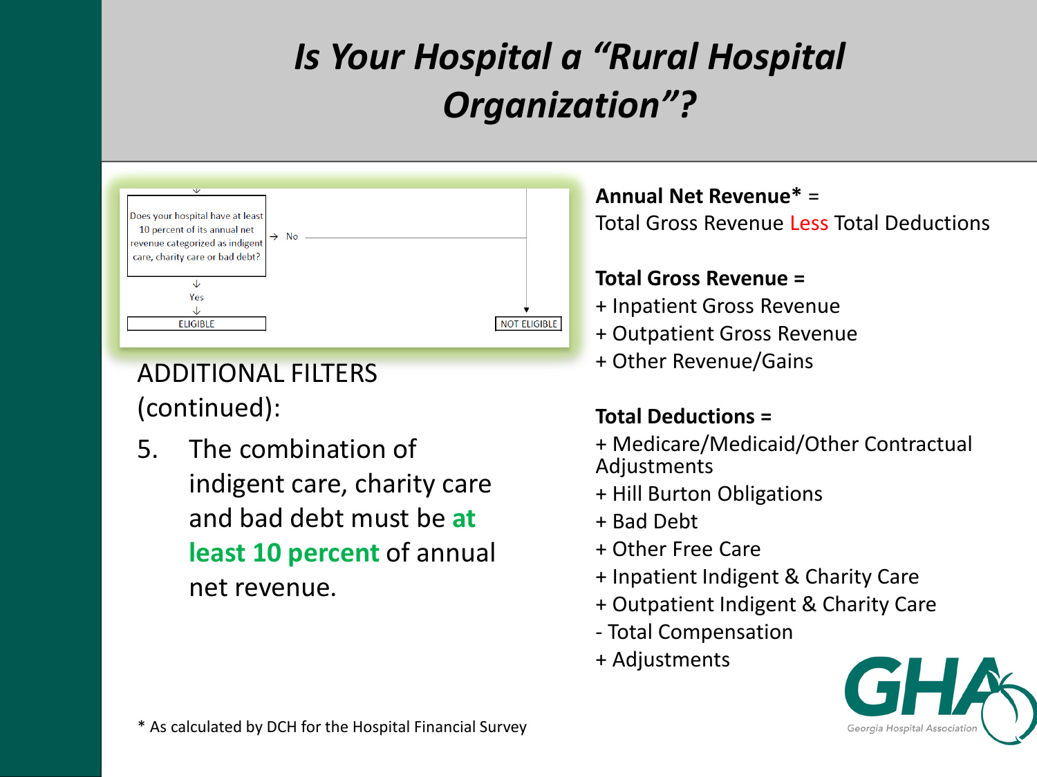# *Is Your Hospital a "Rural Hospital Organization"?*

Does your hospital have at least 10 percent of its annual net revenue categorized as indigent care, charity care or bad debt?

→ No → NOT ELIGIBLE

↓ Yes ↓ ELIGIBLE

ADDITIONAL FILTERS (continued):

5. The combination of indigent care, charity care and bad debt must be **at least 10 percent** of annual net revenue.

**Annual Net Revenue*** =
Total Gross Revenue Less Total Deductions

**Total Gross Revenue =**
+ Inpatient Gross Revenue
+ Outpatient Gross Revenue
+ Other Revenue/Gains

**Total Deductions =**
+ Medicare/Medicaid/Other Contractual Adjustments
+ Hill Burton Obligations
+ Bad Debt
+ Other Free Care
+ Inpatient Indigent & Charity Care
+ Outpatient Indigent & Charity Care
- Total Compensation
+ Adjustments

\* As calculated by DCH for the Hospital Financial Survey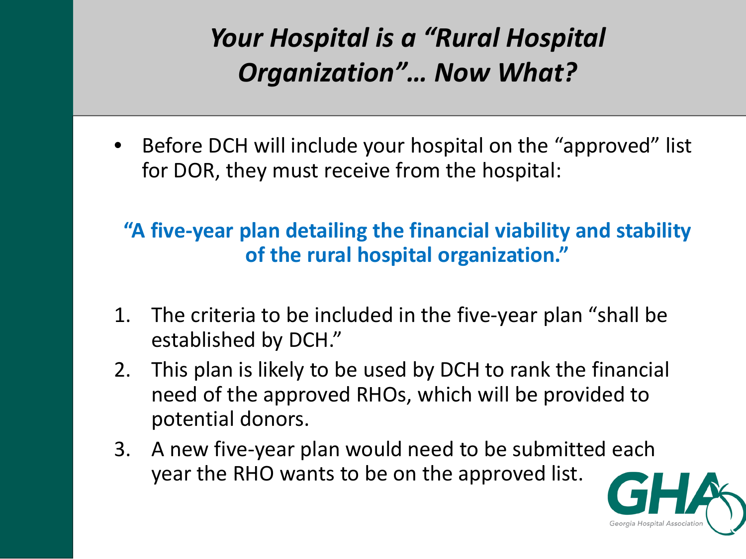# *Your Hospital is a "Rural Hospital Organization"… Now What?*

- Before DCH will include your hospital on the "approved" list for DOR, they must receive from the hospital:

**"A five-year plan detailing the financial viability and stability of the rural hospital organization."**

1. The criteria to be included in the five-year plan "shall be established by DCH."
2. This plan is likely to be used by DCH to rank the financial need of the approved RHOs, which will be provided to potential donors.
3. A new five-year plan would need to be submitted each year the RHO wants to be on the approved list.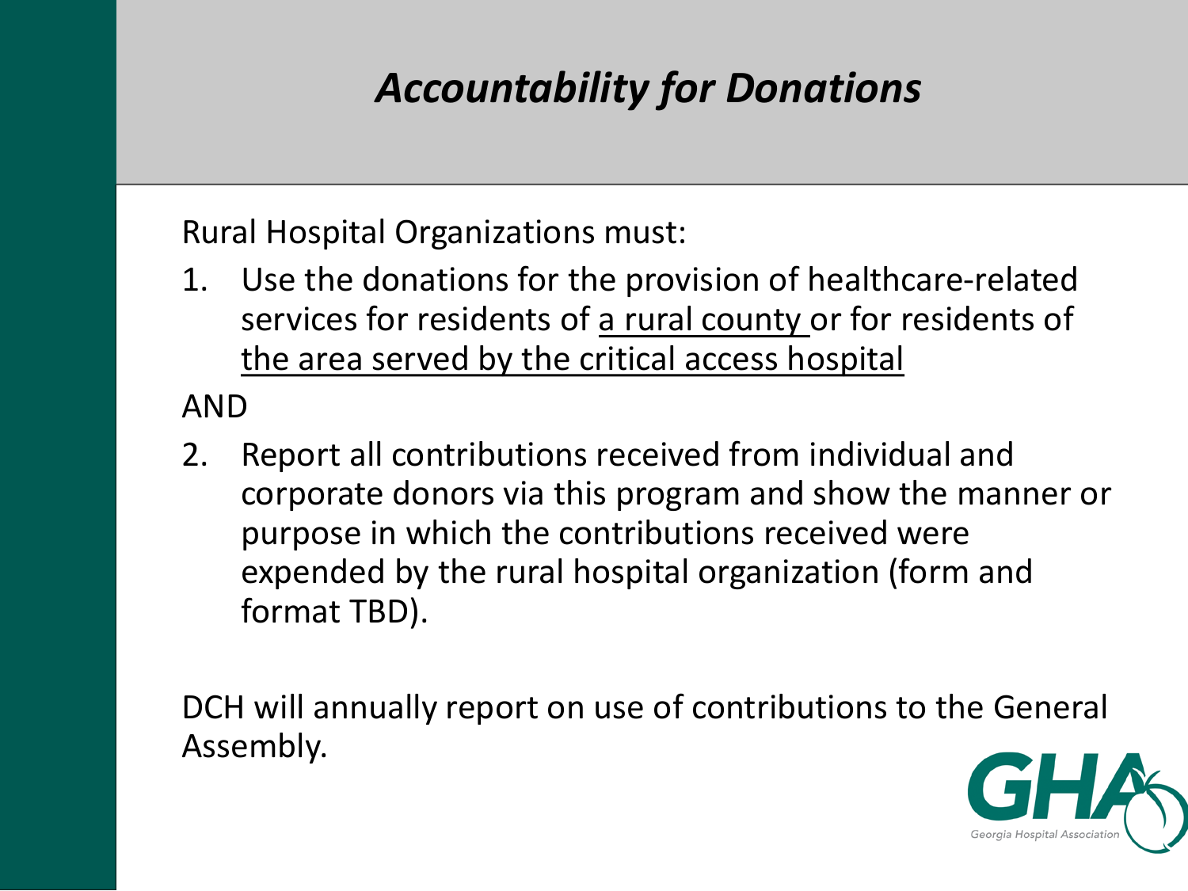# *Accountability for Donations*

Rural Hospital Organizations must:

1. Use the donations for the provision of healthcare-related services for residents of a rural county or for residents of the area served by the critical access hospital

AND

2. Report all contributions received from individual and corporate donors via this program and show the manner or purpose in which the contributions received were expended by the rural hospital organization (form and format TBD).

DCH will annually report on use of contributions to the General Assembly.

GHA
Georgia Hospital Association